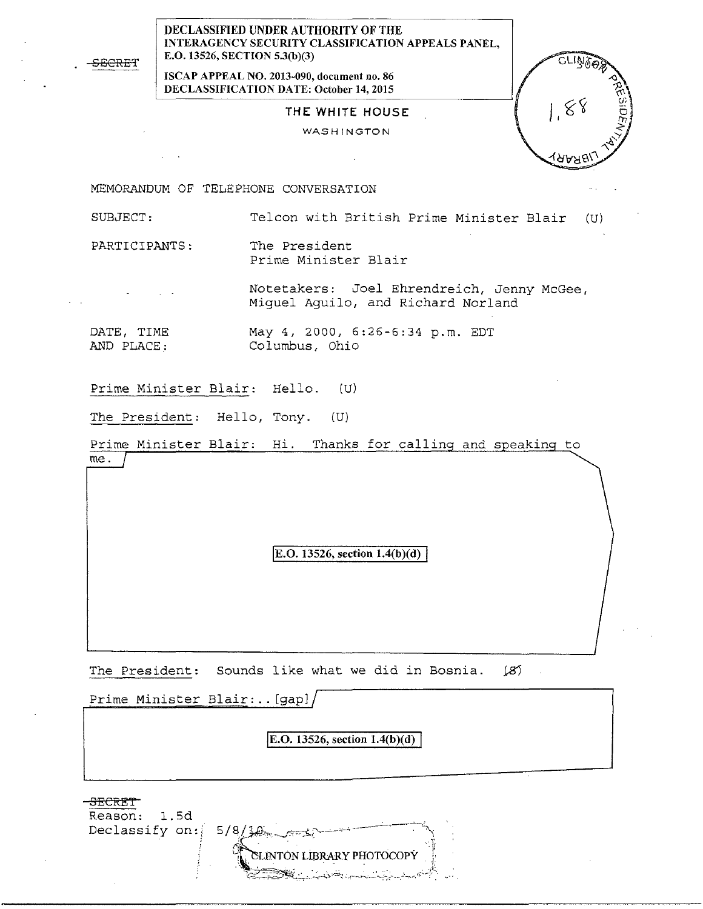~~SECRET~~

**DECLASSIFIED UNDER AUTHORITY OF THE INTERAGENCY SECURITY CLASSIFICATION APPEALS PANEL, E.O. 13526, SECTION 5.3(b)(3)**

**ISCAP APPEAL NO. 2013-090, document no. 86**
**DECLASSIFICATION DATE: October 14, 2015**

THE WHITE HOUSE

WASHINGTON

MEMORANDUM OF TELEPHONE CONVERSATION

SUBJECT: Telcon with British Prime Minister Blair (U)

PARTICIPANTS: The President
Prime Minister Blair

Notetakers: Joel Ehrendreich, Jenny McGee, Miguel Aguilo, and Richard Norland

DATE, TIME AND PLACE: May 4, 2000, 6:26-6:34 p.m. EDT
Columbus, Ohio

Prime Minister Blair: Hello. (U)

The President: Hello, Tony. (U)

Prime Minister Blair: Hi. Thanks for calling and speaking to me.

E.O. 13526, section 1.4(b)(d)

The President: Sounds like what we did in Bosnia. (S)

Prime Minister Blair:..[gap]

E.O. 13526, section 1.4(b)(d)

~~SECRET~~
Reason: 1.5d
Declassify on: 5/8/10

CLINTON LIBRARY PHOTOCOPY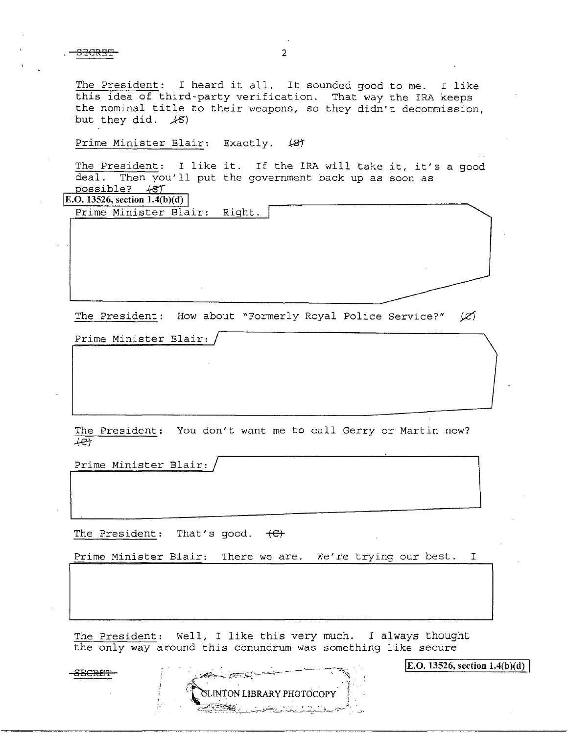The President: I heard it all. It sounded good to me. I like this idea of third-party verification. That way the IRA keeps the nominal title to their weapons, so they didn't decommission, but they did. (S)

Prime Minister Blair: Exactly. (S)

The President: I like it. If the IRA will take it, it's a good deal. Then you'll put the government back up as soon as possible? (S)

E.O. 13526, section 1.4(b)(d)

Prime Minister Blair: Right.

The President: How about "Formerly Royal Police Service?" (C)

Prime Minister Blair:

The President: You don't want me to call Gerry or Martin now? (C)

Prime Minister Blair:

The President: That's good. (C)

Prime Minister Blair: There we are. We're trying our best. I

The President: Well, I like this very much. I always thought the only way around this conundrum was something like secure

E.O. 13526, section 1.4(b)(d)

CLINTON LIBRARY PHOTOCOPY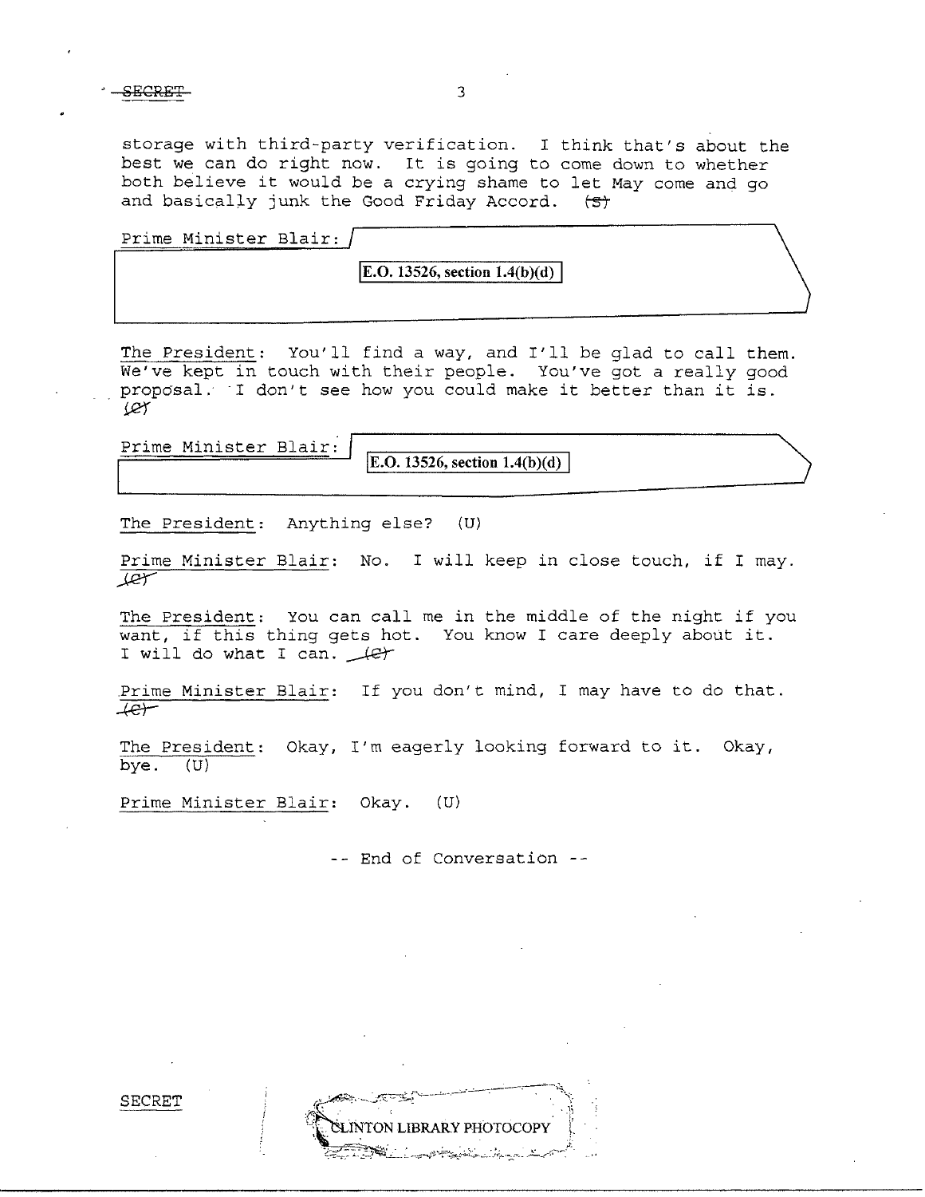storage with third-party verification. I think that's about the best we can do right now. It is going to come down to whether both believe it would be a crying shame to let May come and go and basically junk the Good Friday Accord. (S)

Prime Minister Blair:

E.O. 13526, section 1.4(b)(d)

The President: You'll find a way, and I'll be glad to call them. We've kept in touch with their people. You've got a really good proposal. I don't see how you could make it better than it is. (C)

Prime Minister Blair:

E.O. 13526, section 1.4(b)(d)

The President: Anything else? (U)

Prime Minister Blair: No. I will keep in close touch, if I may. (C)

The President: You can call me in the middle of the night if you want, if this thing gets hot. You know I care deeply about it. I will do what I can. (C)

Prime Minister Blair: If you don't mind, I may have to do that. (C)

The President: Okay, I'm eagerly looking forward to it. Okay, bye. (U)

Prime Minister Blair: Okay. (U)

-- End of Conversation --

SECRET

CLINTON LIBRARY PHOTOCOPY